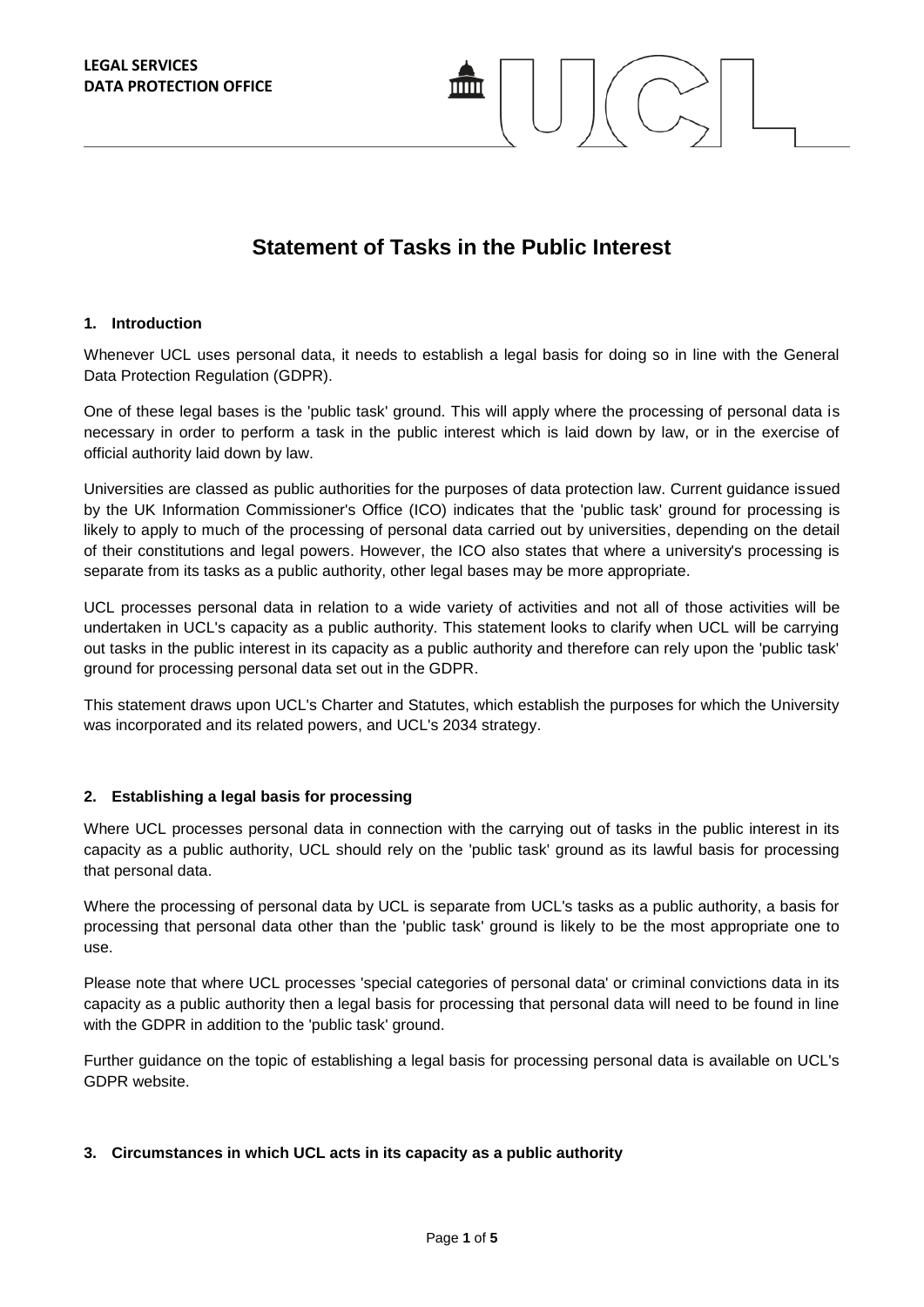**LEGAL SERVICES**
**DATA PROTECTION OFFICE**

# Statement of Tasks in the Public Interest

## 1. Introduction

Whenever UCL uses personal data, it needs to establish a legal basis for doing so in line with the General Data Protection Regulation (GDPR).

One of these legal bases is the 'public task' ground. This will apply where the processing of personal data is necessary in order to perform a task in the public interest which is laid down by law, or in the exercise of official authority laid down by law.

Universities are classed as public authorities for the purposes of data protection law. Current guidance issued by the UK Information Commissioner's Office (ICO) indicates that the 'public task' ground for processing is likely to apply to much of the processing of personal data carried out by universities, depending on the detail of their constitutions and legal powers. However, the ICO also states that where a university's processing is separate from its tasks as a public authority, other legal bases may be more appropriate.

UCL processes personal data in relation to a wide variety of activities and not all of those activities will be undertaken in UCL's capacity as a public authority. This statement looks to clarify when UCL will be carrying out tasks in the public interest in its capacity as a public authority and therefore can rely upon the 'public task' ground for processing personal data set out in the GDPR.

This statement draws upon UCL's Charter and Statutes, which establish the purposes for which the University was incorporated and its related powers, and UCL's 2034 strategy.

## 2. Establishing a legal basis for processing

Where UCL processes personal data in connection with the carrying out of tasks in the public interest in its capacity as a public authority, UCL should rely on the 'public task' ground as its lawful basis for processing that personal data.

Where the processing of personal data by UCL is separate from UCL's tasks as a public authority, a basis for processing that personal data other than the 'public task' ground is likely to be the most appropriate one to use.

Please note that where UCL processes 'special categories of personal data' or criminal convictions data in its capacity as a public authority then a legal basis for processing that personal data will need to be found in line with the GDPR in addition to the 'public task' ground.

Further guidance on the topic of establishing a legal basis for processing personal data is available on UCL's GDPR website.

## 3. Circumstances in which UCL acts in its capacity as a public authority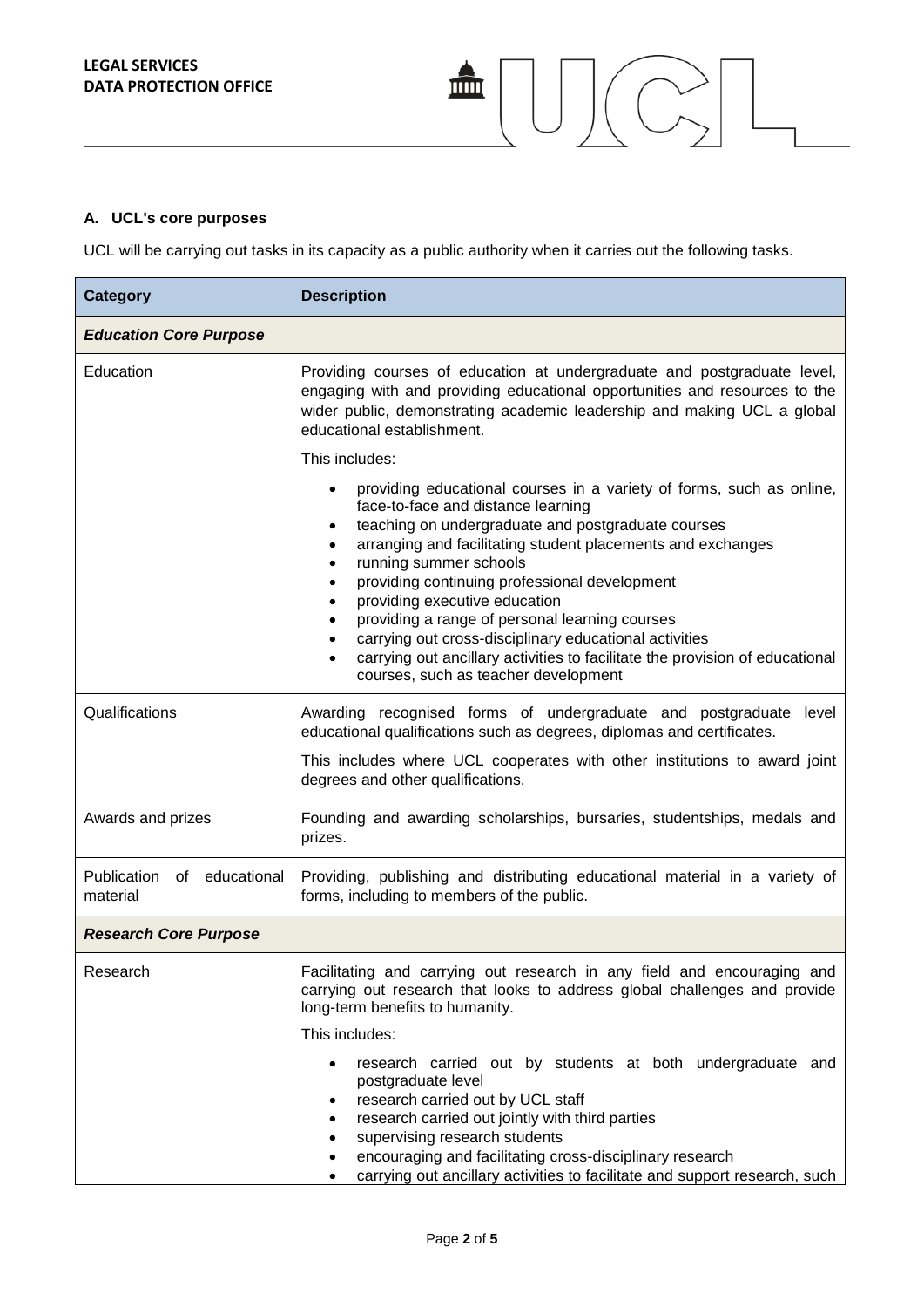### A. UCL's core purposes

UCL will be carrying out tasks in its capacity as a public authority when it carries out the following tasks.

| Category | Description |
| --- | --- |
| ***Education Core Purpose*** | |
| Education | Providing courses of education at undergraduate and postgraduate level, engaging with and providing educational opportunities and resources to the wider public, demonstrating academic leadership and making UCL a global educational establishment.<br><br>This includes:<br><br>• providing educational courses in a variety of forms, such as online, face-to-face and distance learning<br>• teaching on undergraduate and postgraduate courses<br>• arranging and facilitating student placements and exchanges<br>• running summer schools<br>• providing continuing professional development<br>• providing executive education<br>• providing a range of personal learning courses<br>• carrying out cross-disciplinary educational activities<br>• carrying out ancillary activities to facilitate the provision of educational courses, such as teacher development |
| Qualifications | Awarding recognised forms of undergraduate and postgraduate level educational qualifications such as degrees, diplomas and certificates.<br><br>This includes where UCL cooperates with other institutions to award joint degrees and other qualifications. |
| Awards and prizes | Founding and awarding scholarships, bursaries, studentships, medals and prizes. |
| Publication of educational material | Providing, publishing and distributing educational material in a variety of forms, including to members of the public. |
| ***Research Core Purpose*** | |
| Research | Facilitating and carrying out research in any field and encouraging and carrying out research that looks to address global challenges and provide long-term benefits to humanity.<br><br>This includes:<br><br>• research carried out by students at both undergraduate and postgraduate level<br>• research carried out by UCL staff<br>• research carried out jointly with third parties<br>• supervising research students<br>• encouraging and facilitating cross-disciplinary research<br>• carrying out ancillary activities to facilitate and support research, such |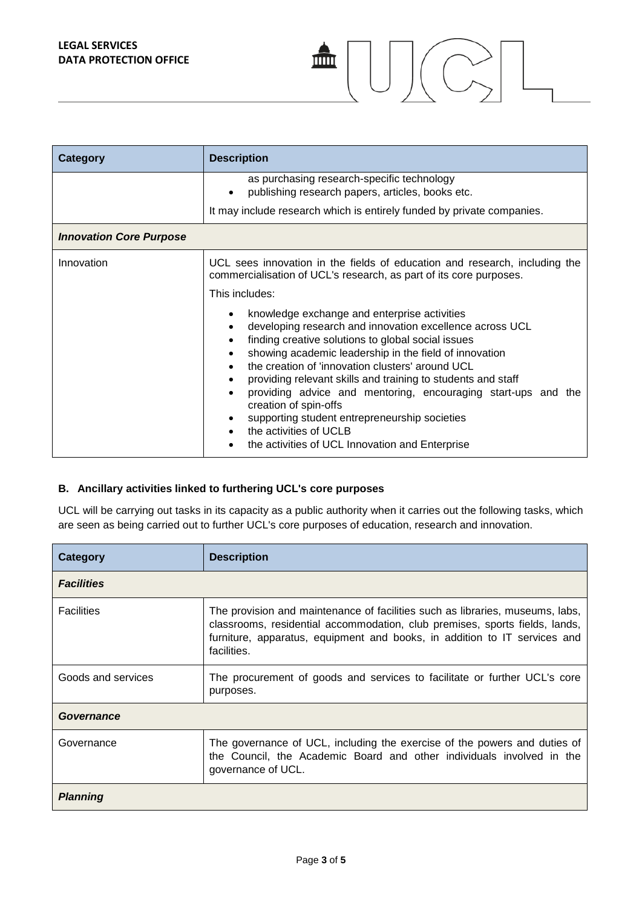| Category | Description |
| --- | --- |
| | as purchasing research-specific technology<br>• publishing research papers, articles, books etc.<br><br>It may include research which is entirely funded by private companies. |
| ***Innovation Core Purpose*** | |
| Innovation | UCL sees innovation in the fields of education and research, including the commercialisation of UCL's research, as part of its core purposes.<br><br>This includes:<br><br>• knowledge exchange and enterprise activities<br>• developing research and innovation excellence across UCL<br>• finding creative solutions to global social issues<br>• showing academic leadership in the field of innovation<br>• the creation of 'innovation clusters' around UCL<br>• providing relevant skills and training to students and staff<br>• providing advice and mentoring, encouraging start-ups and the creation of spin-offs<br>• supporting student entrepreneurship societies<br>• the activities of UCLB<br>• the activities of UCL Innovation and Enterprise |

### B. Ancillary activities linked to furthering UCL's core purposes

UCL will be carrying out tasks in its capacity as a public authority when it carries out the following tasks, which are seen as being carried out to further UCL's core purposes of education, research and innovation.

| Category | Description |
| --- | --- |
| ***Facilities*** | |
| Facilities | The provision and maintenance of facilities such as libraries, museums, labs, classrooms, residential accommodation, club premises, sports fields, lands, furniture, apparatus, equipment and books, in addition to IT services and facilities. |
| Goods and services | The procurement of goods and services to facilitate or further UCL's core purposes. |
| ***Governance*** | |
| Governance | The governance of UCL, including the exercise of the powers and duties of the Council, the Academic Board and other individuals involved in the governance of UCL. |
| ***Planning*** | |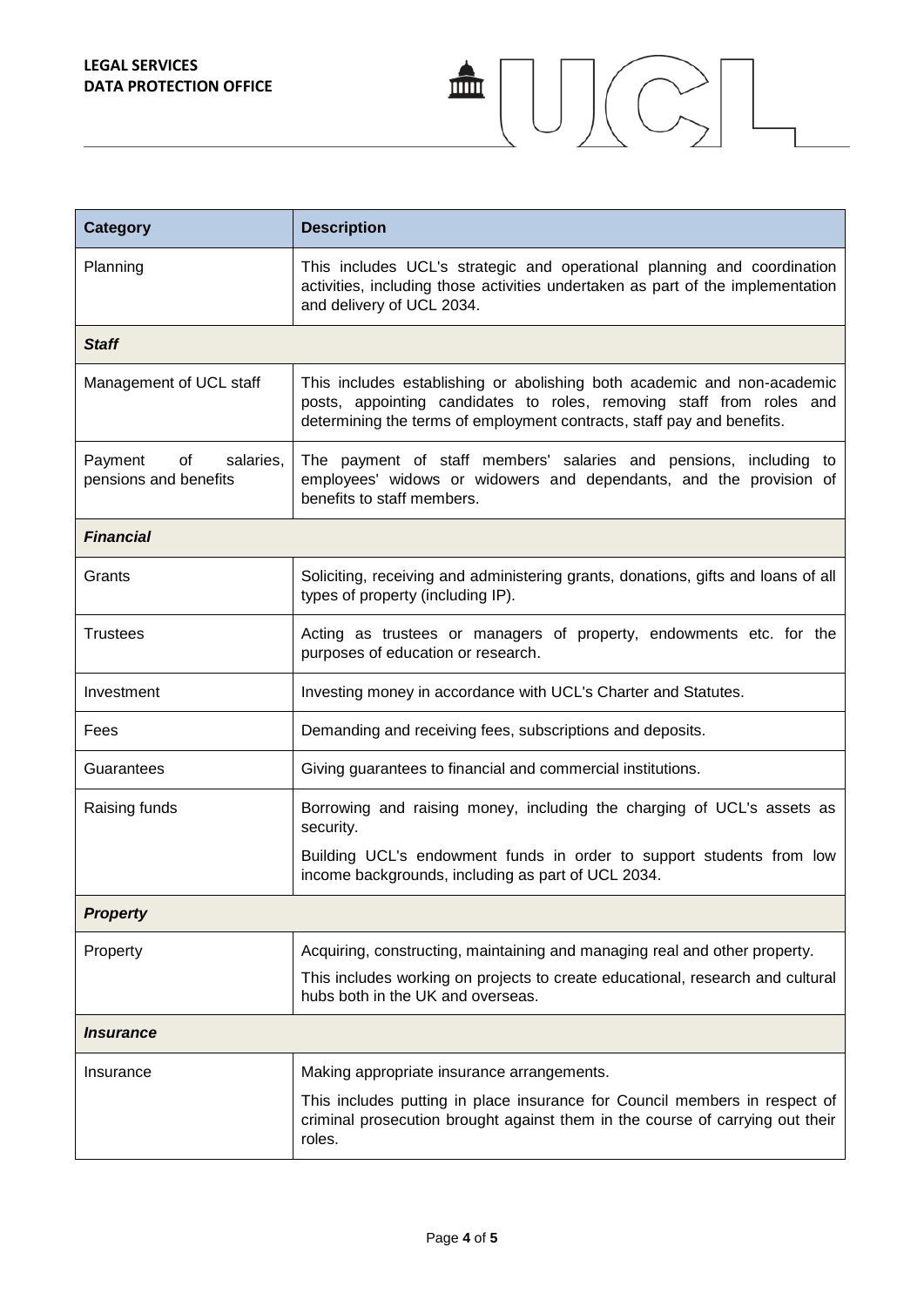| Category | Description |
|---|---|
| Planning | This includes UCL's strategic and operational planning and coordination activities, including those activities undertaken as part of the implementation and delivery of UCL 2034. |
| ***Staff*** | |
| Management of UCL staff | This includes establishing or abolishing both academic and non-academic posts, appointing candidates to roles, removing staff from roles and determining the terms of employment contracts, staff pay and benefits. |
| Payment of salaries, pensions and benefits | The payment of staff members' salaries and pensions, including to employees' widows or widowers and dependants, and the provision of benefits to staff members. |
| ***Financial*** | |
| Grants | Soliciting, receiving and administering grants, donations, gifts and loans of all types of property (including IP). |
| Trustees | Acting as trustees or managers of property, endowments etc. for the purposes of education or research. |
| Investment | Investing money in accordance with UCL's Charter and Statutes. |
| Fees | Demanding and receiving fees, subscriptions and deposits. |
| Guarantees | Giving guarantees to financial and commercial institutions. |
| Raising funds | Borrowing and raising money, including the charging of UCL's assets as security.<br><br>Building UCL's endowment funds in order to support students from low income backgrounds, including as part of UCL 2034. |
| ***Property*** | |
| Property | Acquiring, constructing, maintaining and managing real and other property.<br><br>This includes working on projects to create educational, research and cultural hubs both in the UK and overseas. |
| ***Insurance*** | |
| Insurance | Making appropriate insurance arrangements.<br><br>This includes putting in place insurance for Council members in respect of criminal prosecution brought against them in the course of carrying out their roles. |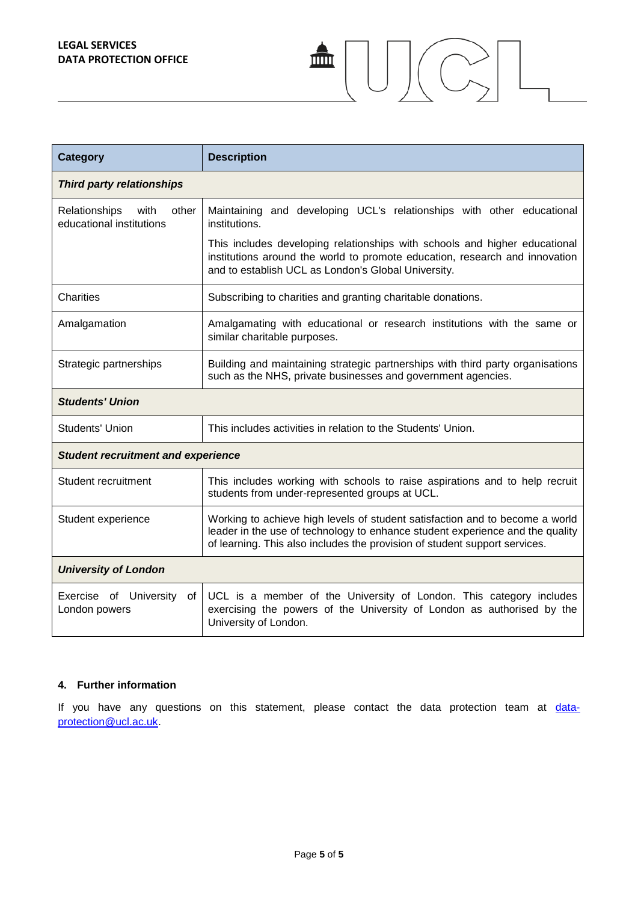| Category | Description |
|---|---|
| ***Third party relationships*** | |
| Relationships with other educational institutions | Maintaining and developing UCL's relationships with other educational institutions.<br><br>This includes developing relationships with schools and higher educational institutions around the world to promote education, research and innovation and to establish UCL as London's Global University. |
| Charities | Subscribing to charities and granting charitable donations. |
| Amalgamation | Amalgamating with educational or research institutions with the same or similar charitable purposes. |
| Strategic partnerships | Building and maintaining strategic partnerships with third party organisations such as the NHS, private businesses and government agencies. |
| ***Students' Union*** | |
| Students' Union | This includes activities in relation to the Students' Union. |
| ***Student recruitment and experience*** | |
| Student recruitment | This includes working with schools to raise aspirations and to help recruit students from under-represented groups at UCL. |
| Student experience | Working to achieve high levels of student satisfaction and to become a world leader in the use of technology to enhance student experience and the quality of learning. This also includes the provision of student support services. |
| ***University of London*** | |
| Exercise of University of London powers | UCL is a member of the University of London. This category includes exercising the powers of the University of London as authorised by the University of London. |

## 4. Further information

If you have any questions on this statement, please contact the data protection team at data-protection@ucl.ac.uk.